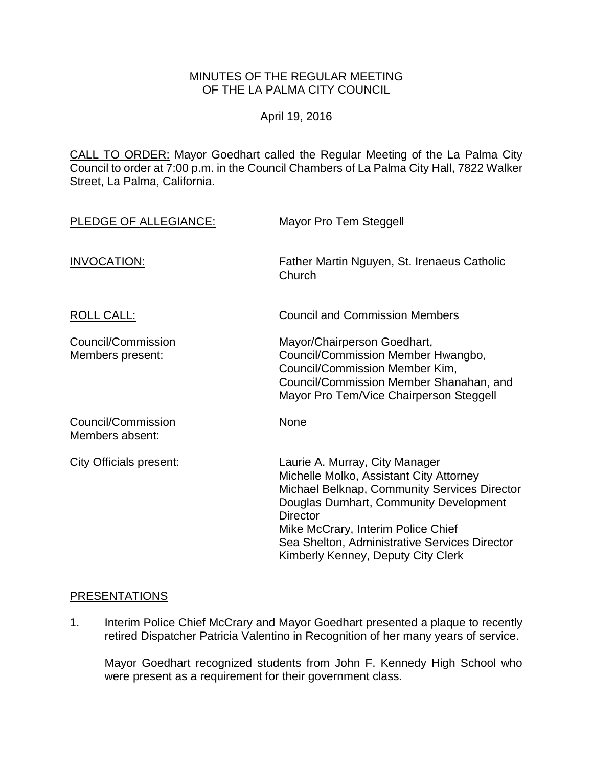MINUTES OF THE REGULAR MEETING
OF THE LA PALMA CITY COUNCIL

April 19, 2016

CALL TO ORDER: Mayor Goedhart called the Regular Meeting of the La Palma City Council to order at 7:00 p.m. in the Council Chambers of La Palma City Hall, 7822 Walker Street, La Palma, California.

| | |
|---|---|
| PLEDGE OF ALLEGIANCE: | Mayor Pro Tem Steggell |
| INVOCATION: | Father Martin Nguyen, St. Irenaeus Catholic Church |
| ROLL CALL: | Council and Commission Members |
| Council/Commission Members present: | Mayor/Chairperson Goedhart, Council/Commission Member Hwangbo, Council/Commission Member Kim, Council/Commission Member Shanahan, and Mayor Pro Tem/Vice Chairperson Steggell |
| Council/Commission Members absent: | None |
| City Officials present: | Laurie A. Murray, City Manager<br>Michelle Molko, Assistant City Attorney<br>Michael Belknap, Community Services Director<br>Douglas Dumhart, Community Development Director<br>Mike McCrary, Interim Police Chief<br>Sea Shelton, Administrative Services Director<br>Kimberly Kenney, Deputy City Clerk |

PRESENTATIONS

1. Interim Police Chief McCrary and Mayor Goedhart presented a plaque to recently retired Dispatcher Patricia Valentino in Recognition of her many years of service.

   Mayor Goedhart recognized students from John F. Kennedy High School who were present as a requirement for their government class.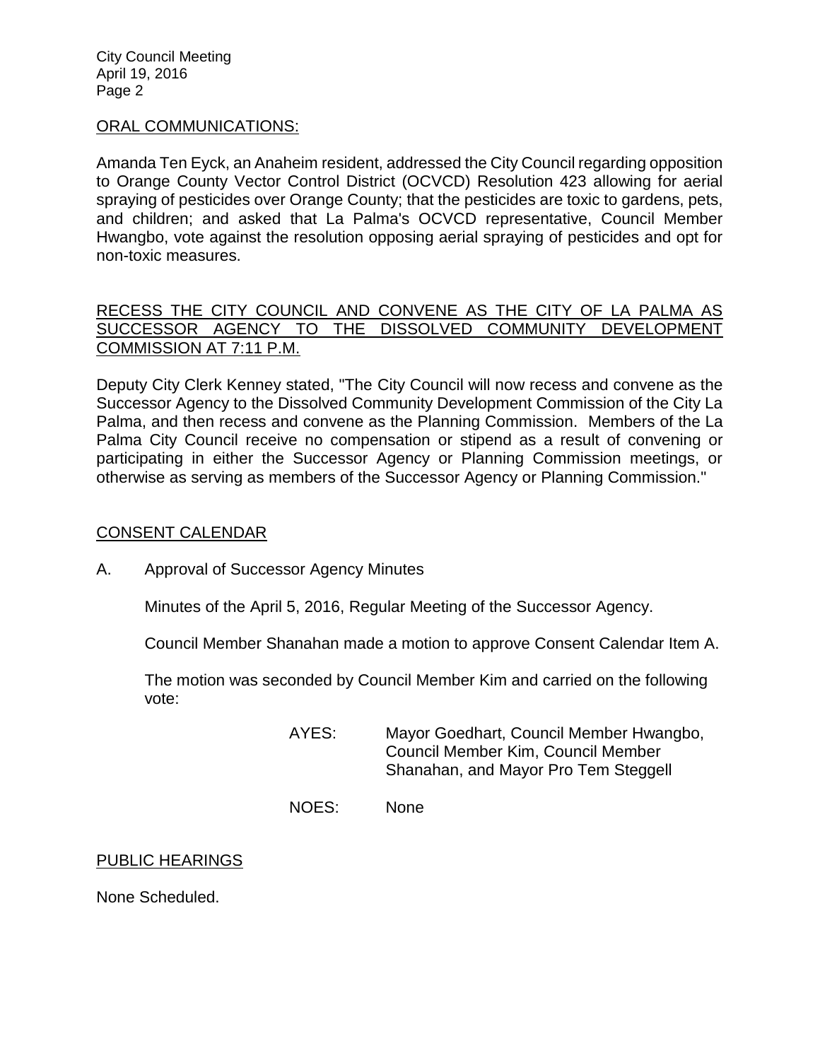ORAL COMMUNICATIONS:

Amanda Ten Eyck, an Anaheim resident, addressed the City Council regarding opposition to Orange County Vector Control District (OCVCD) Resolution 423 allowing for aerial spraying of pesticides over Orange County; that the pesticides are toxic to gardens, pets, and children; and asked that La Palma's OCVCD representative, Council Member Hwangbo, vote against the resolution opposing aerial spraying of pesticides and opt for non-toxic measures.

RECESS THE CITY COUNCIL AND CONVENE AS THE CITY OF LA PALMA AS SUCCESSOR AGENCY TO THE DISSOLVED COMMUNITY DEVELOPMENT COMMISSION AT 7:11 P.M.

Deputy City Clerk Kenney stated, "The City Council will now recess and convene as the Successor Agency to the Dissolved Community Development Commission of the City La Palma, and then recess and convene as the Planning Commission. Members of the La Palma City Council receive no compensation or stipend as a result of convening or participating in either the Successor Agency or Planning Commission meetings, or otherwise as serving as members of the Successor Agency or Planning Commission."

CONSENT CALENDAR

A. Approval of Successor Agency Minutes

Minutes of the April 5, 2016, Regular Meeting of the Successor Agency.

Council Member Shanahan made a motion to approve Consent Calendar Item A.

The motion was seconded by Council Member Kim and carried on the following vote:

AYES: Mayor Goedhart, Council Member Hwangbo, Council Member Kim, Council Member Shanahan, and Mayor Pro Tem Steggell

NOES: None

PUBLIC HEARINGS

None Scheduled.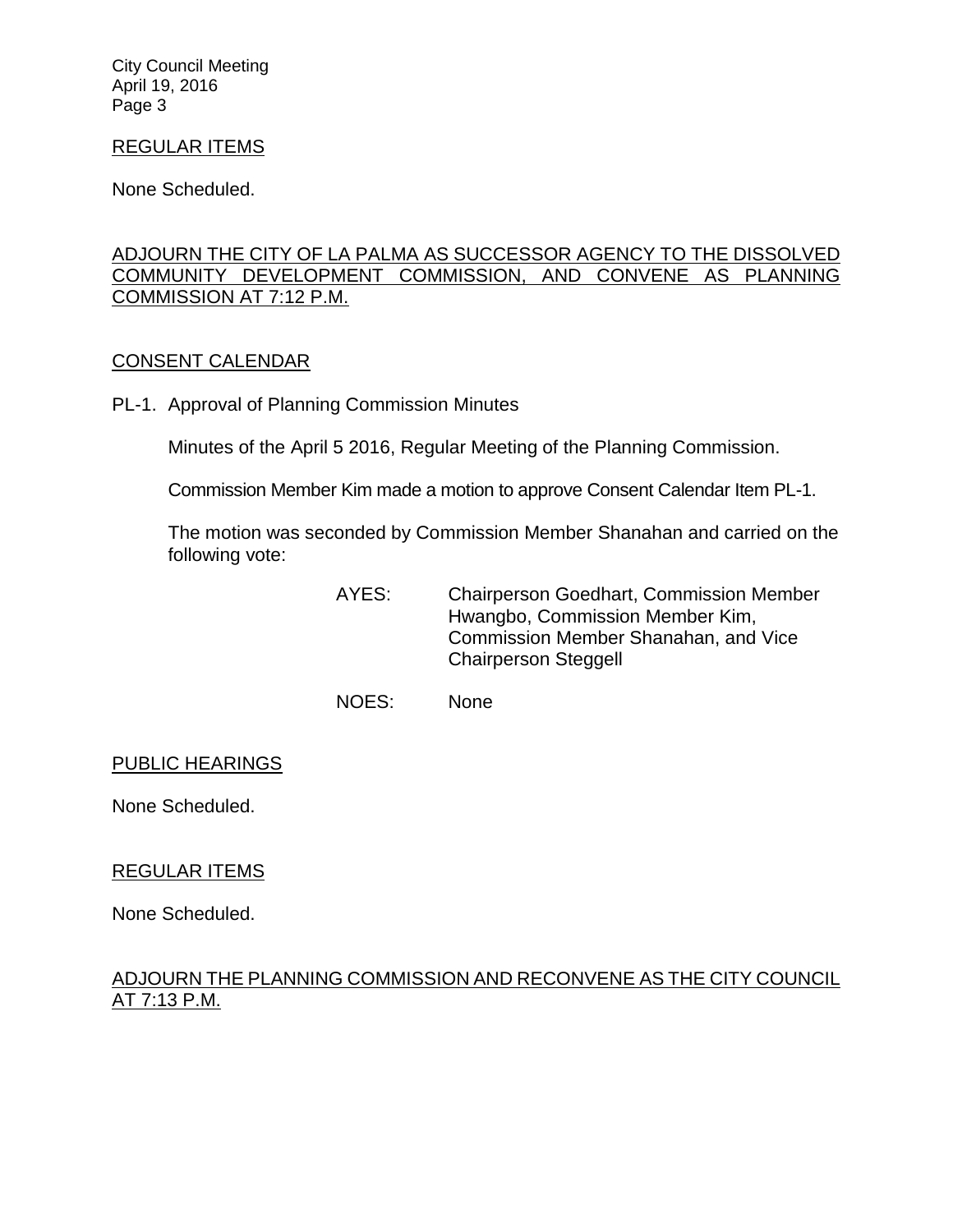REGULAR ITEMS

None Scheduled.

ADJOURN THE CITY OF LA PALMA AS SUCCESSOR AGENCY TO THE DISSOLVED COMMUNITY DEVELOPMENT COMMISSION, AND CONVENE AS PLANNING COMMISSION AT 7:12 P.M.

CONSENT CALENDAR

PL-1. Approval of Planning Commission Minutes

Minutes of the April 5 2016, Regular Meeting of the Planning Commission.

Commission Member Kim made a motion to approve Consent Calendar Item PL-1.

The motion was seconded by Commission Member Shanahan and carried on the following vote:

AYES: Chairperson Goedhart, Commission Member Hwangbo, Commission Member Kim, Commission Member Shanahan, and Vice Chairperson Steggell

NOES: None

PUBLIC HEARINGS

None Scheduled.

REGULAR ITEMS

None Scheduled.

ADJOURN THE PLANNING COMMISSION AND RECONVENE AS THE CITY COUNCIL AT 7:13 P.M.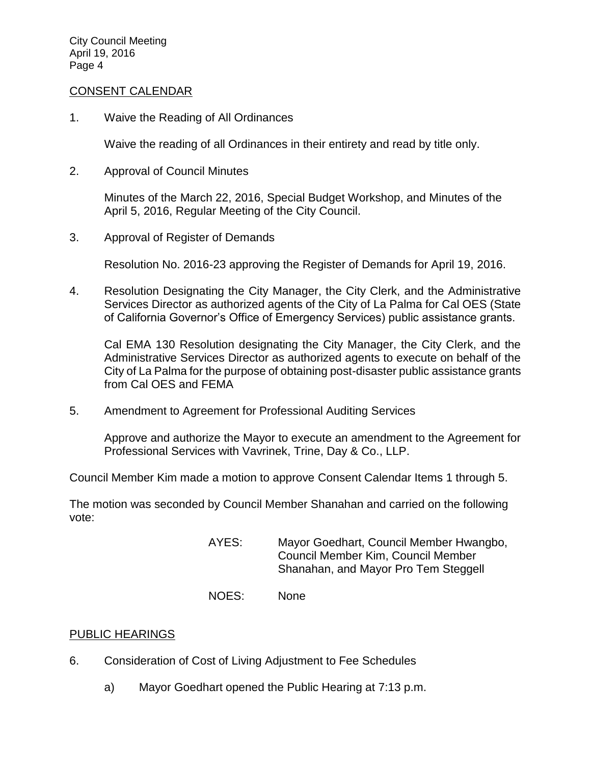## CONSENT CALENDAR

1. Waive the Reading of All Ordinances

   Waive the reading of all Ordinances in their entirety and read by title only.

2. Approval of Council Minutes

   Minutes of the March 22, 2016, Special Budget Workshop, and Minutes of the April 5, 2016, Regular Meeting of the City Council.

3. Approval of Register of Demands

   Resolution No. 2016-23 approving the Register of Demands for April 19, 2016.

4. Resolution Designating the City Manager, the City Clerk, and the Administrative Services Director as authorized agents of the City of La Palma for Cal OES (State of California Governor's Office of Emergency Services) public assistance grants.

   Cal EMA 130 Resolution designating the City Manager, the City Clerk, and the Administrative Services Director as authorized agents to execute on behalf of the City of La Palma for the purpose of obtaining post-disaster public assistance grants from Cal OES and FEMA

5. Amendment to Agreement for Professional Auditing Services

   Approve and authorize the Mayor to execute an amendment to the Agreement for Professional Services with Vavrinek, Trine, Day & Co., LLP.

Council Member Kim made a motion to approve Consent Calendar Items 1 through 5.

The motion was seconded by Council Member Shanahan and carried on the following vote:

AYES: Mayor Goedhart, Council Member Hwangbo, Council Member Kim, Council Member Shanahan, and Mayor Pro Tem Steggell

NOES: None

## PUBLIC HEARINGS

6. Consideration of Cost of Living Adjustment to Fee Schedules

   a) Mayor Goedhart opened the Public Hearing at 7:13 p.m.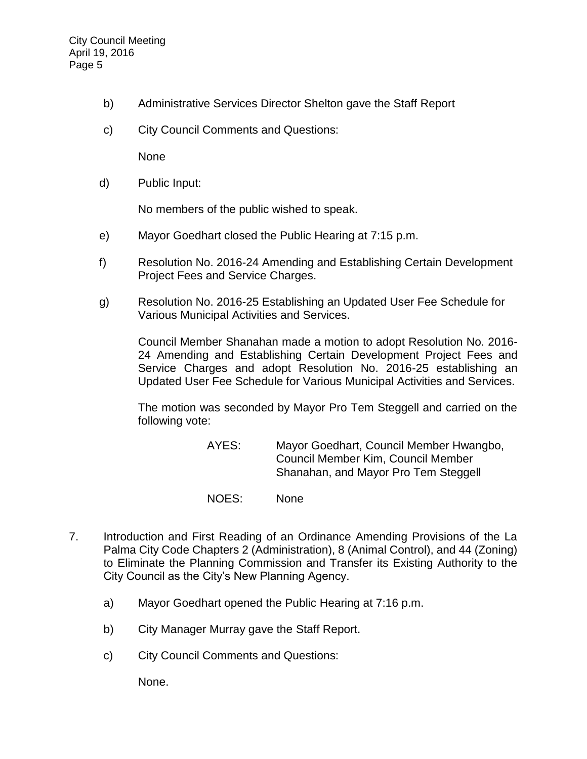b) Administrative Services Director Shelton gave the Staff Report

c) City Council Comments and Questions:

   None

d) Public Input:

   No members of the public wished to speak.

e) Mayor Goedhart closed the Public Hearing at 7:15 p.m.

f) Resolution No. 2016-24 Amending and Establishing Certain Development Project Fees and Service Charges.

g) Resolution No. 2016-25 Establishing an Updated User Fee Schedule for Various Municipal Activities and Services.

   Council Member Shanahan made a motion to adopt Resolution No. 2016-24 Amending and Establishing Certain Development Project Fees and Service Charges and adopt Resolution No. 2016-25 establishing an Updated User Fee Schedule for Various Municipal Activities and Services.

   The motion was seconded by Mayor Pro Tem Steggell and carried on the following vote:

   AYES: Mayor Goedhart, Council Member Hwangbo, Council Member Kim, Council Member Shanahan, and Mayor Pro Tem Steggell

   NOES: None

7. Introduction and First Reading of an Ordinance Amending Provisions of the La Palma City Code Chapters 2 (Administration), 8 (Animal Control), and 44 (Zoning) to Eliminate the Planning Commission and Transfer its Existing Authority to the City Council as the City's New Planning Agency.

   a) Mayor Goedhart opened the Public Hearing at 7:16 p.m.

   b) City Manager Murray gave the Staff Report.

   c) City Council Comments and Questions:

      None.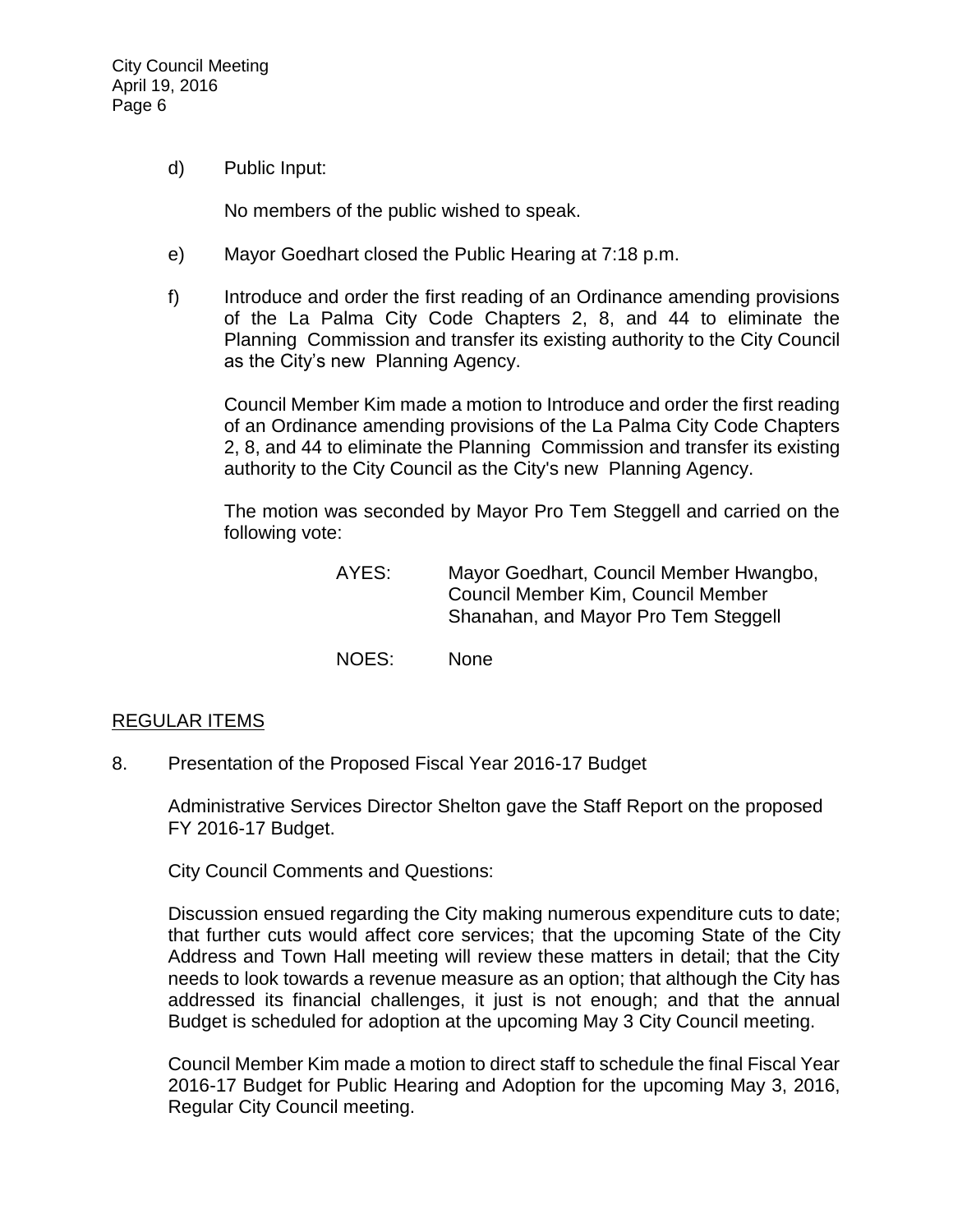d) Public Input:

No members of the public wished to speak.

e) Mayor Goedhart closed the Public Hearing at 7:18 p.m.

f) Introduce and order the first reading of an Ordinance amending provisions of the La Palma City Code Chapters 2, 8, and 44 to eliminate the Planning Commission and transfer its existing authority to the City Council as the City's new Planning Agency.

Council Member Kim made a motion to Introduce and order the first reading of an Ordinance amending provisions of the La Palma City Code Chapters 2, 8, and 44 to eliminate the Planning Commission and transfer its existing authority to the City Council as the City's new Planning Agency.

The motion was seconded by Mayor Pro Tem Steggell and carried on the following vote:

AYES: Mayor Goedhart, Council Member Hwangbo, Council Member Kim, Council Member Shanahan, and Mayor Pro Tem Steggell

NOES: None

## REGULAR ITEMS

8. Presentation of the Proposed Fiscal Year 2016-17 Budget

Administrative Services Director Shelton gave the Staff Report on the proposed FY 2016-17 Budget.

City Council Comments and Questions:

Discussion ensued regarding the City making numerous expenditure cuts to date; that further cuts would affect core services; that the upcoming State of the City Address and Town Hall meeting will review these matters in detail; that the City needs to look towards a revenue measure as an option; that although the City has addressed its financial challenges, it just is not enough; and that the annual Budget is scheduled for adoption at the upcoming May 3 City Council meeting.

Council Member Kim made a motion to direct staff to schedule the final Fiscal Year 2016-17 Budget for Public Hearing and Adoption for the upcoming May 3, 2016, Regular City Council meeting.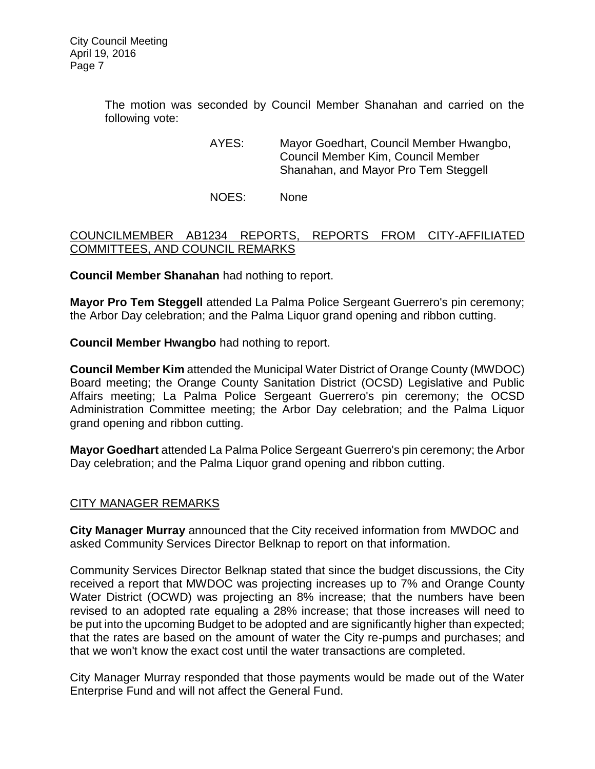The motion was seconded by Council Member Shanahan and carried on the following vote:

AYES: Mayor Goedhart, Council Member Hwangbo, Council Member Kim, Council Member Shanahan, and Mayor Pro Tem Steggell

NOES: None

## COUNCILMEMBER AB1234 REPORTS, REPORTS FROM CITY-AFFILIATED COMMITTEES, AND COUNCIL REMARKS

**Council Member Shanahan** had nothing to report.

**Mayor Pro Tem Steggell** attended La Palma Police Sergeant Guerrero's pin ceremony; the Arbor Day celebration; and the Palma Liquor grand opening and ribbon cutting.

**Council Member Hwangbo** had nothing to report.

**Council Member Kim** attended the Municipal Water District of Orange County (MWDOC) Board meeting; the Orange County Sanitation District (OCSD) Legislative and Public Affairs meeting; La Palma Police Sergeant Guerrero's pin ceremony; the OCSD Administration Committee meeting; the Arbor Day celebration; and the Palma Liquor grand opening and ribbon cutting.

**Mayor Goedhart** attended La Palma Police Sergeant Guerrero's pin ceremony; the Arbor Day celebration; and the Palma Liquor grand opening and ribbon cutting.

## CITY MANAGER REMARKS

**City Manager Murray** announced that the City received information from MWDOC and asked Community Services Director Belknap to report on that information.

Community Services Director Belknap stated that since the budget discussions, the City received a report that MWDOC was projecting increases up to 7% and Orange County Water District (OCWD) was projecting an 8% increase; that the numbers have been revised to an adopted rate equaling a 28% increase; that those increases will need to be put into the upcoming Budget to be adopted and are significantly higher than expected; that the rates are based on the amount of water the City re-pumps and purchases; and that we won't know the exact cost until the water transactions are completed.

City Manager Murray responded that those payments would be made out of the Water Enterprise Fund and will not affect the General Fund.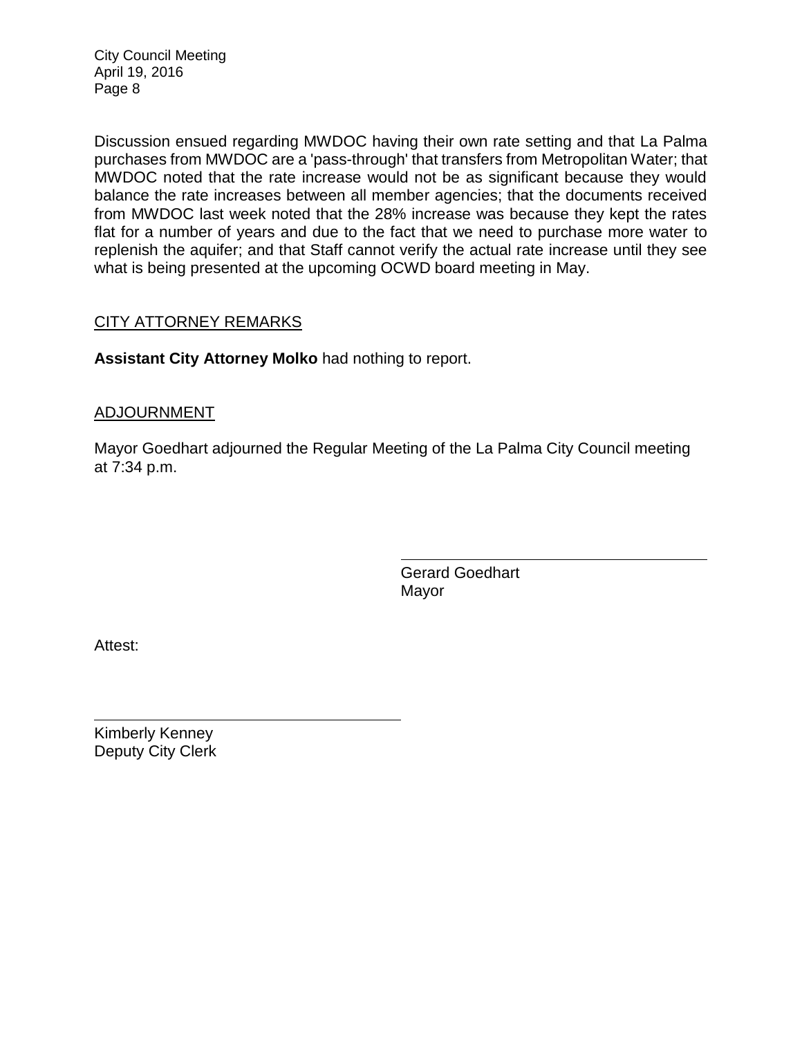Discussion ensued regarding MWDOC having their own rate setting and that La Palma purchases from MWDOC are a 'pass-through' that transfers from Metropolitan Water; that MWDOC noted that the rate increase would not be as significant because they would balance the rate increases between all member agencies; that the documents received from MWDOC last week noted that the 28% increase was because they kept the rates flat for a number of years and due to the fact that we need to purchase more water to replenish the aquifer; and that Staff cannot verify the actual rate increase until they see what is being presented at the upcoming OCWD board meeting in May.

## CITY ATTORNEY REMARKS

**Assistant City Attorney Molko** had nothing to report.

## ADJOURNMENT

Mayor Goedhart adjourned the Regular Meeting of the La Palma City Council meeting at 7:34 p.m.

Gerard Goedhart
Mayor

Attest:

Kimberly Kenney
Deputy City Clerk